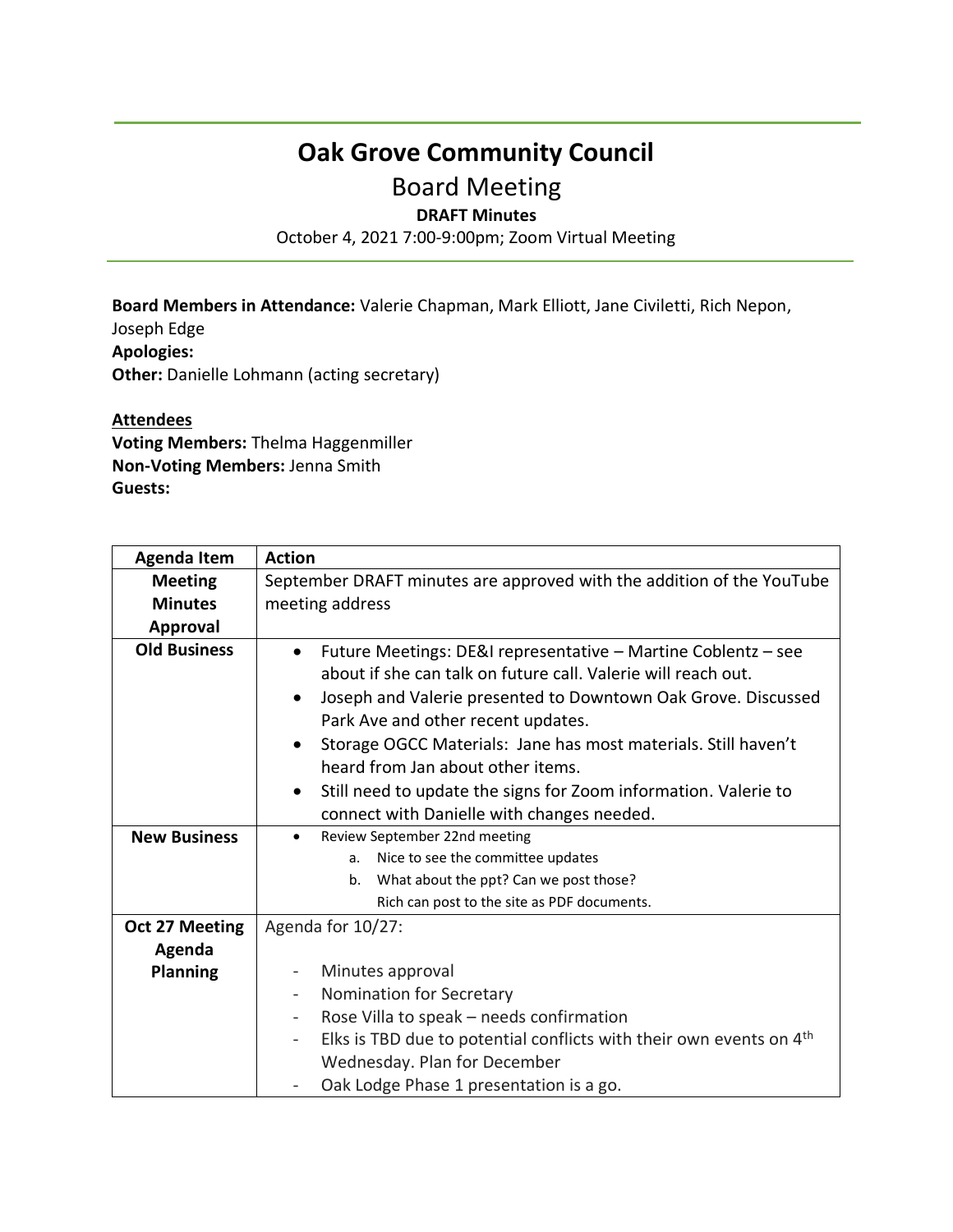# Oak Grove Community Council

## Board Meeting

**DRAFT Minutes**

October 4, 2021 7:00-9:00pm; Zoom Virtual Meeting

**Board Members in Attendance:** Valerie Chapman, Mark Elliott, Jane Civiletti, Rich Nepon, Joseph Edge
**Apologies:**
**Other:** Danielle Lohmann (acting secretary)

**<u>Attendees</u>**
**Voting Members:** Thelma Haggenmiller
**Non-Voting Members:** Jenna Smith
**Guests:**

| Agenda Item | Action |
|---|---|
| **Meeting Minutes Approval** | September DRAFT minutes are approved with the addition of the YouTube meeting address |
| **Old Business** | • Future Meetings: DE&I representative – Martine Coblentz – see about if she can talk on future call. Valerie will reach out.<br>• Joseph and Valerie presented to Downtown Oak Grove. Discussed Park Ave and other recent updates.<br>• Storage OGCC Materials: Jane has most materials. Still haven't heard from Jan about other items.<br>• Still need to update the signs for Zoom information. Valerie to connect with Danielle with changes needed. |
| **New Business** | • Review September 22nd meeting<br>a. Nice to see the committee updates<br>b. What about the ppt? Can we post those?<br>Rich can post to the site as PDF documents. |
| **Oct 27 Meeting Agenda Planning** | Agenda for 10/27:<br>- Minutes approval<br>- Nomination for Secretary<br>- Rose Villa to speak – needs confirmation<br>- Elks is TBD due to potential conflicts with their own events on 4th Wednesday. Plan for December<br>- Oak Lodge Phase 1 presentation is a go. |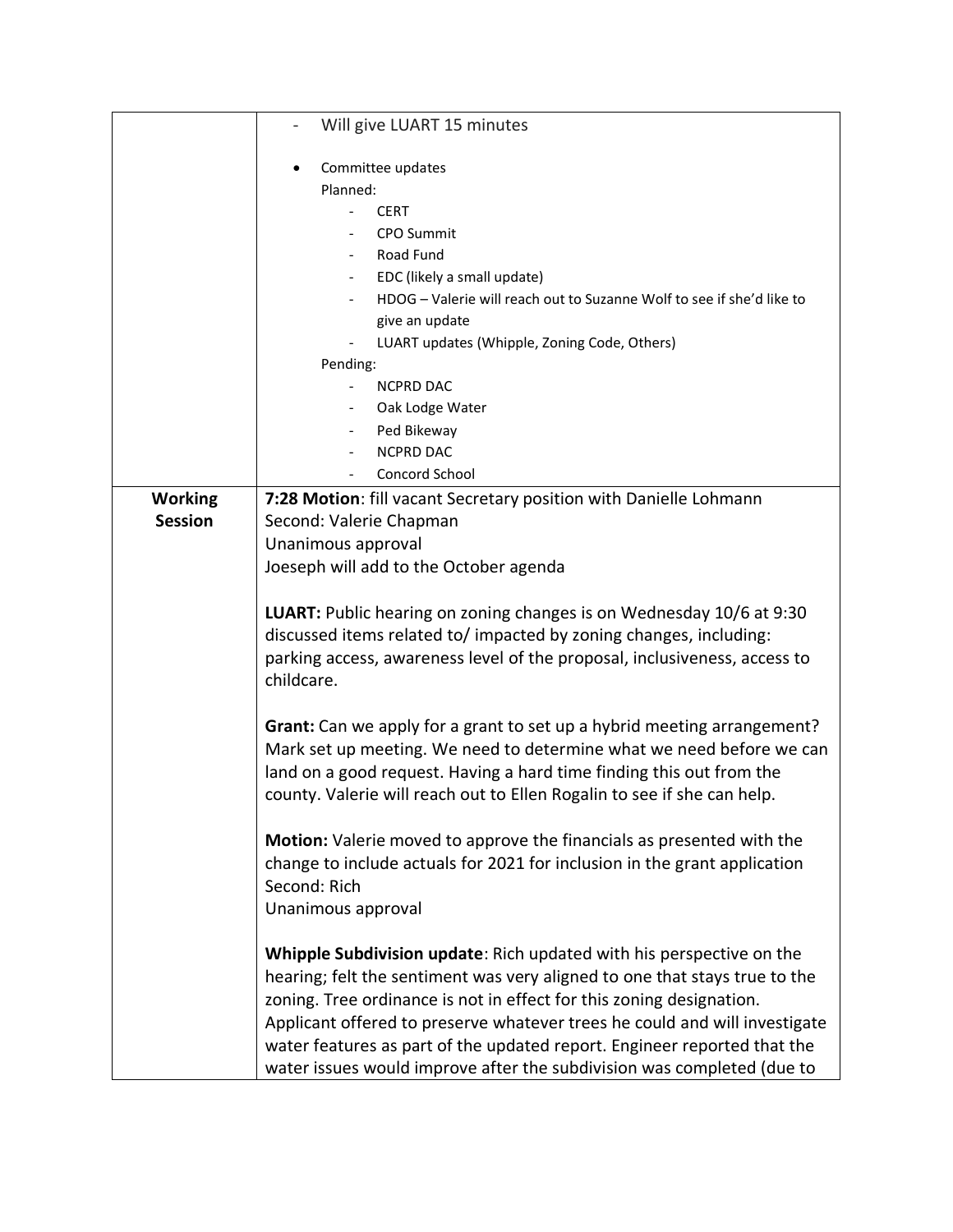| | |
|---|---|
| | - Will give LUART 15 minutes<br><br>• Committee updates<br>Planned:<br>- CERT<br>- CPO Summit<br>- Road Fund<br>- EDC (likely a small update)<br>- HDOG – Valerie will reach out to Suzanne Wolf to see if she'd like to give an update<br>- LUART updates (Whipple, Zoning Code, Others)<br>Pending:<br>- NCPRD DAC<br>- Oak Lodge Water<br>- Ped Bikeway<br>- NCPRD DAC<br>- Concord School |
| **Working Session** | **7:28 Motion**: fill vacant Secretary position with Danielle Lohmann<br>Second: Valerie Chapman<br>Unanimous approval<br>Joeseph will add to the October agenda<br><br>**LUART:** Public hearing on zoning changes is on Wednesday 10/6 at 9:30 discussed items related to/ impacted by zoning changes, including: parking access, awareness level of the proposal, inclusiveness, access to childcare.<br><br>**Grant:** Can we apply for a grant to set up a hybrid meeting arrangement? Mark set up meeting. We need to determine what we need before we can land on a good request. Having a hard time finding this out from the county. Valerie will reach out to Ellen Rogalin to see if she can help.<br><br>**Motion:** Valerie moved to approve the financials as presented with the change to include actuals for 2021 for inclusion in the grant application<br>Second: Rich<br>Unanimous approval<br><br>**Whipple Subdivision update**: Rich updated with his perspective on the hearing; felt the sentiment was very aligned to one that stays true to the zoning. Tree ordinance is not in effect for this zoning designation. Applicant offered to preserve whatever trees he could and will investigate water features as part of the updated report. Engineer reported that the water issues would improve after the subdivision was completed (due to |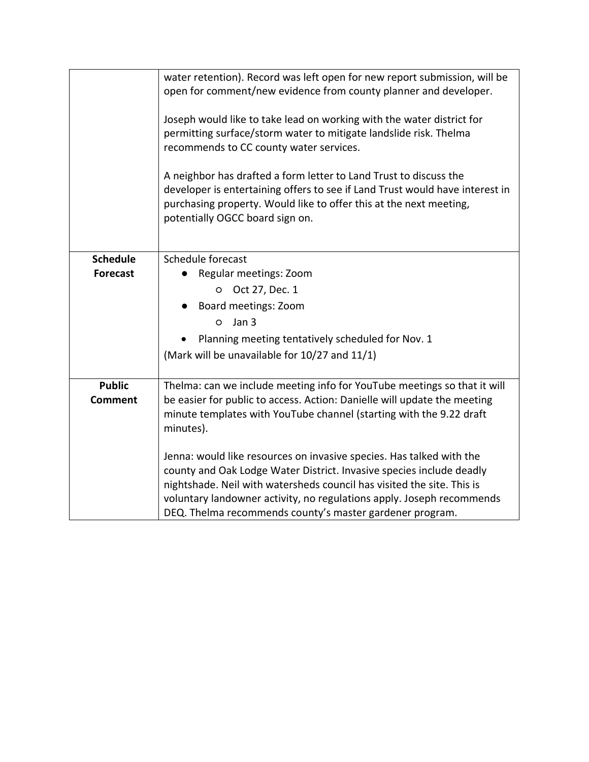| | |
|---|---|
| | water retention). Record was left open for new report submission, will be open for comment/new evidence from county planner and developer.<br><br>Joseph would like to take lead on working with the water district for permitting surface/storm water to mitigate landslide risk. Thelma recommends to CC county water services.<br><br>A neighbor has drafted a form letter to Land Trust to discuss the developer is entertaining offers to see if Land Trust would have interest in purchasing property. Would like to offer this at the next meeting, potentially OGCC board sign on. |
| **Schedule Forecast** | Schedule forecast<br>● Regular meetings: Zoom<br>&nbsp;&nbsp;&nbsp;&nbsp;○ Oct 27, Dec. 1<br>● Board meetings: Zoom<br>&nbsp;&nbsp;&nbsp;&nbsp;○ Jan 3<br>• Planning meeting tentatively scheduled for Nov. 1<br>(Mark will be unavailable for 10/27 and 11/1) |
| **Public Comment** | Thelma: can we include meeting info for YouTube meetings so that it will be easier for public to access. Action: Danielle will update the meeting minute templates with YouTube channel (starting with the 9.22 draft minutes).<br><br>Jenna: would like resources on invasive species. Has talked with the county and Oak Lodge Water District. Invasive species include deadly nightshade. Neil with watersheds council has visited the site. This is voluntary landowner activity, no regulations apply. Joseph recommends DEQ. Thelma recommends county's master gardener program. |